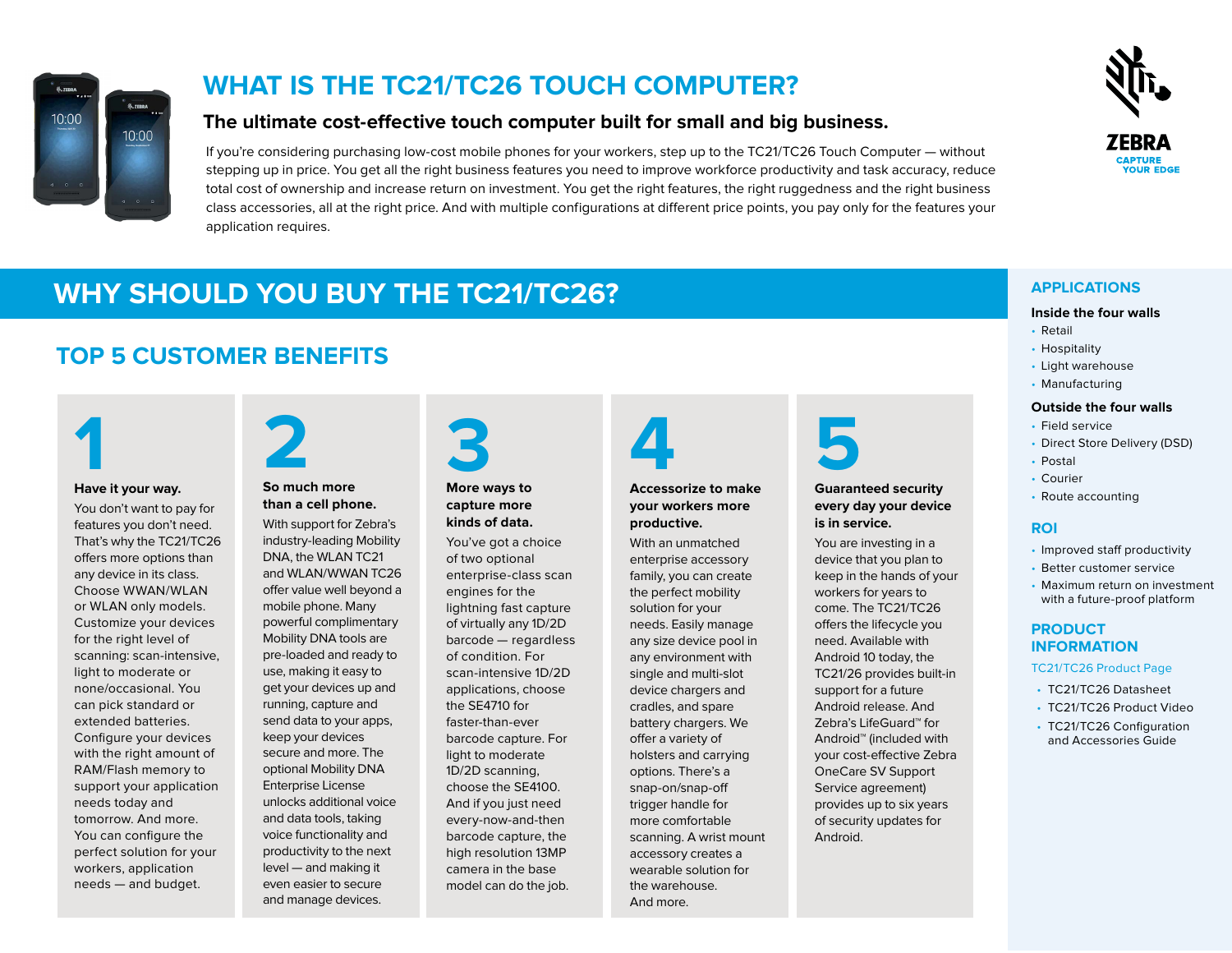# WHAT IS THE TC21/TC26 TOUCH COMPUTER?

**The ultimate cost-effective touch computer built for small and big business.**

If you're considering purchasing low-cost mobile phones for your workers, step up to the TC21/TC26 Touch Computer — without stepping up in price. You get all the right business features you need to improve workforce productivity and task accuracy, reduce total cost of ownership and increase return on investment. You get the right features, the right ruggedness and the right business class accessories, all at the right price. And with multiple configurations at different price points, you pay only for the features your application requires.

ZEBRA
CAPTURE YOUR EDGE

## WHY SHOULD YOU BUY THE TC21/TC26?

### TOP 5 CUSTOMER BENEFITS

**1**

**Have it your way.**

You don't want to pay for features you don't need. That's why the TC21/TC26 offers more options than any device in its class. Choose WWAN/WLAN or WLAN only models. Customize your devices for the right level of scanning: scan-intensive, light to moderate or none/occasional. You can pick standard or extended batteries. Configure your devices with the right amount of RAM/Flash memory to support your application needs today and tomorrow. And more. You can configure the perfect solution for your workers, application needs — and budget.

**2**

**So much more than a cell phone.**

With support for Zebra's industry-leading Mobility DNA, the WLAN TC21 and WLAN/WWAN TC26 offer value well beyond a mobile phone. Many powerful complimentary Mobility DNA tools are pre-loaded and ready to use, making it easy to get your devices up and running, capture and send data to your apps, keep your devices secure and more. The optional Mobility DNA Enterprise License unlocks additional voice and data tools, taking voice functionality and productivity to the next level — and making it even easier to secure and manage devices.

**3**

**More ways to capture more kinds of data.**

You've got a choice of two optional enterprise-class scan engines for the lightning fast capture of virtually any 1D/2D barcode — regardless of condition. For scan-intensive 1D/2D applications, choose the SE4710 for faster-than-ever barcode capture. For light to moderate 1D/2D scanning, choose the SE4100. And if you just need every-now-and-then barcode capture, the high resolution 13MP camera in the base model can do the job.

**4**

**Accessorize to make your workers more productive.**

With an unmatched enterprise accessory family, you can create the perfect mobility solution for your needs. Easily manage any size device pool in any environment with single and multi-slot device chargers and cradles, and spare battery chargers. We offer a variety of holsters and carrying options. There's a snap-on/snap-off trigger handle for more comfortable scanning. A wrist mount accessory creates a wearable solution for the warehouse. And more.

**5**

**Guaranteed security every day your device is in service.**

You are investing in a device that you plan to keep in the hands of your workers for years to come. The TC21/TC26 offers the lifecycle you need. Available with Android 10 today, the TC21/26 provides built-in support for a future Android release. And Zebra's LifeGuard™ for Android™ (included with your cost-effective Zebra OneCare SV Support Service agreement) provides up to six years of security updates for Android.

## APPLICATIONS

**Inside the four walls**

- Retail
- Hospitality
- Light warehouse
- Manufacturing

**Outside the four walls**

- Field service
- Direct Store Delivery (DSD)
- Postal
- Courier
- Route accounting

## ROI

- Improved staff productivity
- Better customer service
- Maximum return on investment with a future-proof platform

## PRODUCT INFORMATION

TC21/TC26 Product Page

- TC21/TC26 Datasheet
- TC21/TC26 Product Video
- TC21/TC26 Configuration and Accessories Guide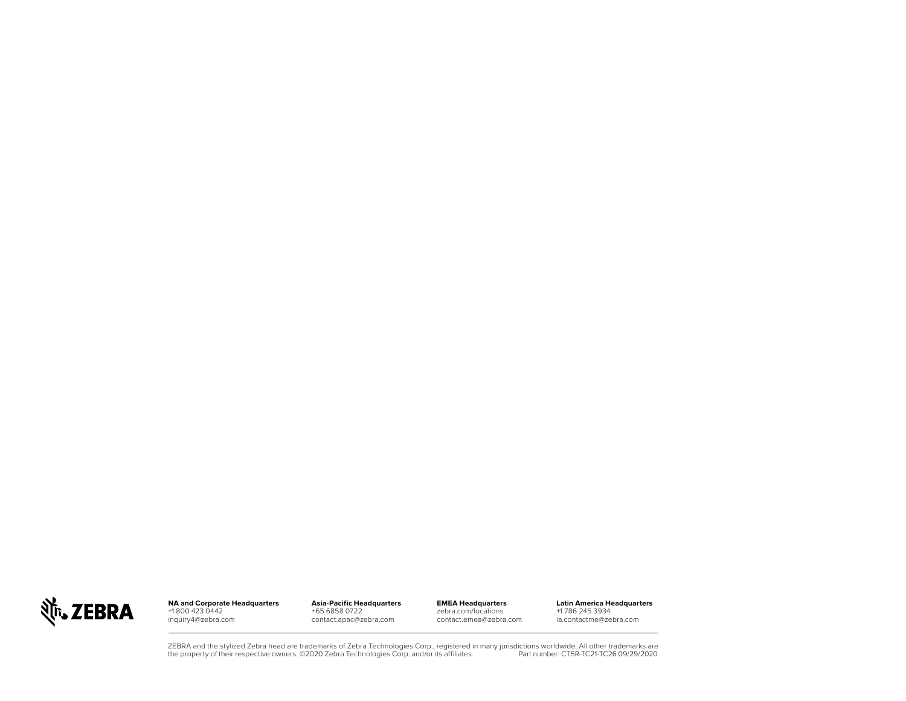ZEBRA

**NA and Corporate Headquarters**
+1 800 423 0442
inquiry4@zebra.com

**Asia-Pacific Headquarters**
+65 6858 0722
contact.apac@zebra.com

**EMEA Headquarters**
zebra.com/locations
contact.emea@zebra.com

**Latin America Headquarters**
+1 786 245 3934
la.contactme@zebra.com

ZEBRA and the stylized Zebra head are trademarks of Zebra Technologies Corp., registered in many jurisdictions worldwide. All other trademarks are the property of their respective owners. ©2020 Zebra Technologies Corp. and/or its affiliates. Part number: CT5R-TC21-TC26 09/29/2020